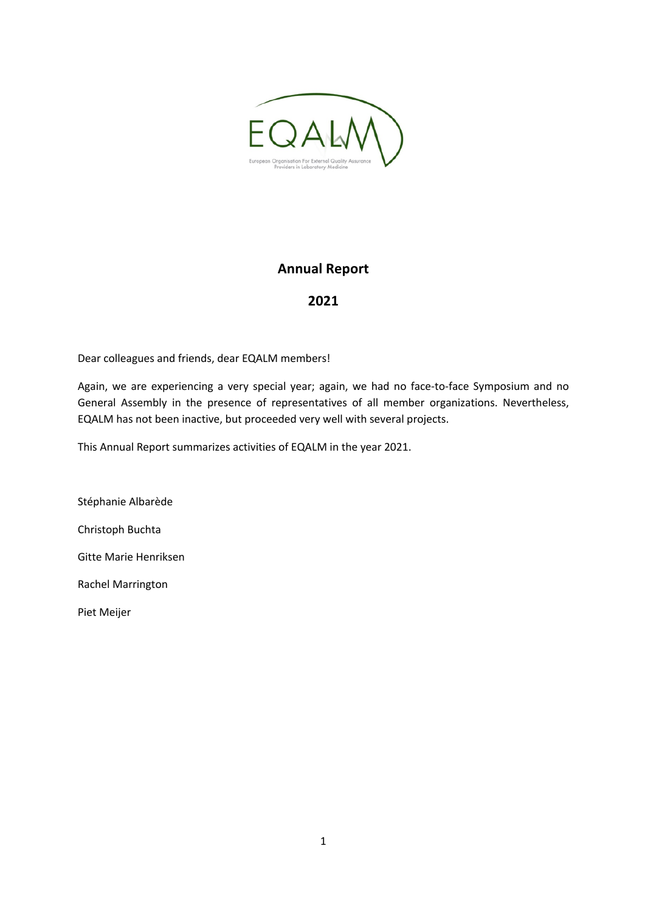EQALM

European Organisation For External Quality Assurance Providers in Laboratory Medicine

# Annual Report

# 2021

Dear colleagues and friends, dear EQALM members!

Again, we are experiencing a very special year; again, we had no face-to-face Symposium and no General Assembly in the presence of representatives of all member organizations. Nevertheless, EQALM has not been inactive, but proceeded very well with several projects.

This Annual Report summarizes activities of EQALM in the year 2021.

Stéphanie Albarède

Christoph Buchta

Gitte Marie Henriksen

Rachel Marrington

Piet Meijer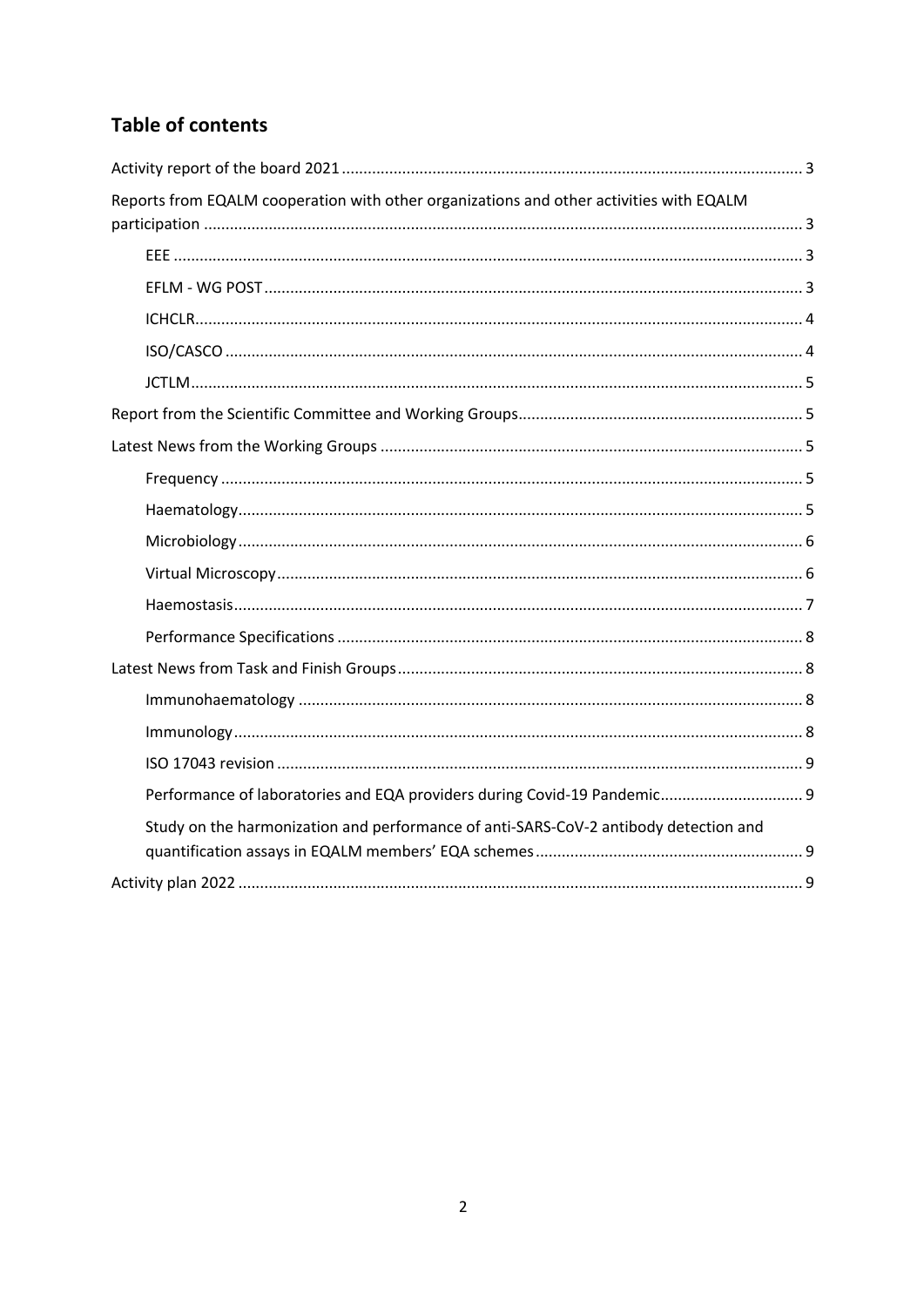## Table of contents

- Activity report of the board 2021 ... 3
- Reports from EQALM cooperation with other organizations and other activities with EQALM participation ... 3
  - EEE ... 3
  - EFLM - WG POST ... 3
  - ICHCLR ... 4
  - ISO/CASCO ... 4
  - JCTLM ... 5
- Report from the Scientific Committee and Working Groups ... 5
- Latest News from the Working Groups ... 5
  - Frequency ... 5
  - Haematology ... 5
  - Microbiology ... 6
  - Virtual Microscopy ... 6
  - Haemostasis ... 7
  - Performance Specifications ... 8
- Latest News from Task and Finish Groups ... 8
  - Immunohaematology ... 8
  - Immunology ... 8
  - ISO 17043 revision ... 9
  - Performance of laboratories and EQA providers during Covid-19 Pandemic ... 9
  - Study on the harmonization and performance of anti-SARS-CoV-2 antibody detection and quantification assays in EQALM members' EQA schemes ... 9
- Activity plan 2022 ... 9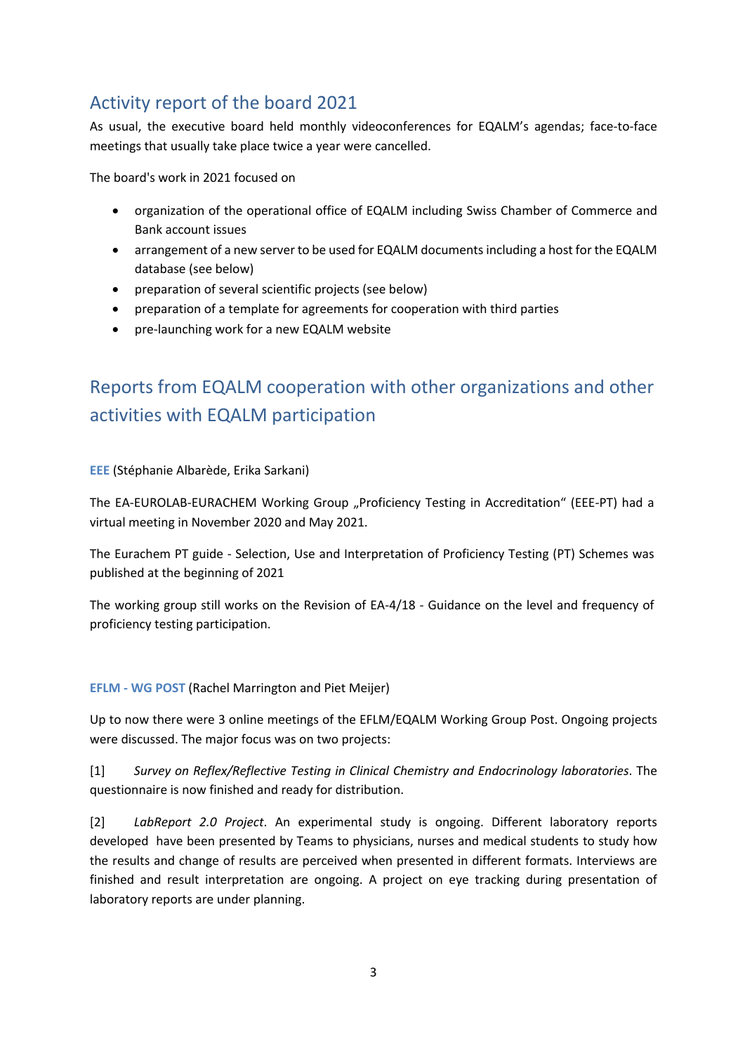## Activity report of the board 2021

As usual, the executive board held monthly videoconferences for EQALM's agendas; face-to-face meetings that usually take place twice a year were cancelled.

The board's work in 2021 focused on

- organization of the operational office of EQALM including Swiss Chamber of Commerce and Bank account issues
- arrangement of a new server to be used for EQALM documents including a host for the EQALM database (see below)
- preparation of several scientific projects (see below)
- preparation of a template for agreements for cooperation with third parties
- pre-launching work for a new EQALM website

## Reports from EQALM cooperation with other organizations and other activities with EQALM participation

**EEE** (Stéphanie Albarède, Erika Sarkani)

The EA-EUROLAB-EURACHEM Working Group „Proficiency Testing in Accreditation" (EEE-PT) had a virtual meeting in November 2020 and May 2021.

The Eurachem PT guide - Selection, Use and Interpretation of Proficiency Testing (PT) Schemes was published at the beginning of 2021

The working group still works on the Revision of EA-4/18 - Guidance on the level and frequency of proficiency testing participation.

**EFLM - WG POST** (Rachel Marrington and Piet Meijer)

Up to now there were 3 online meetings of the EFLM/EQALM Working Group Post. Ongoing projects were discussed. The major focus was on two projects:

[1] *Survey on Reflex/Reflective Testing in Clinical Chemistry and Endocrinology laboratories*. The questionnaire is now finished and ready for distribution.

[2] *LabReport 2.0 Project*. An experimental study is ongoing. Different laboratory reports developed have been presented by Teams to physicians, nurses and medical students to study how the results and change of results are perceived when presented in different formats. Interviews are finished and result interpretation are ongoing. A project on eye tracking during presentation of laboratory reports are under planning.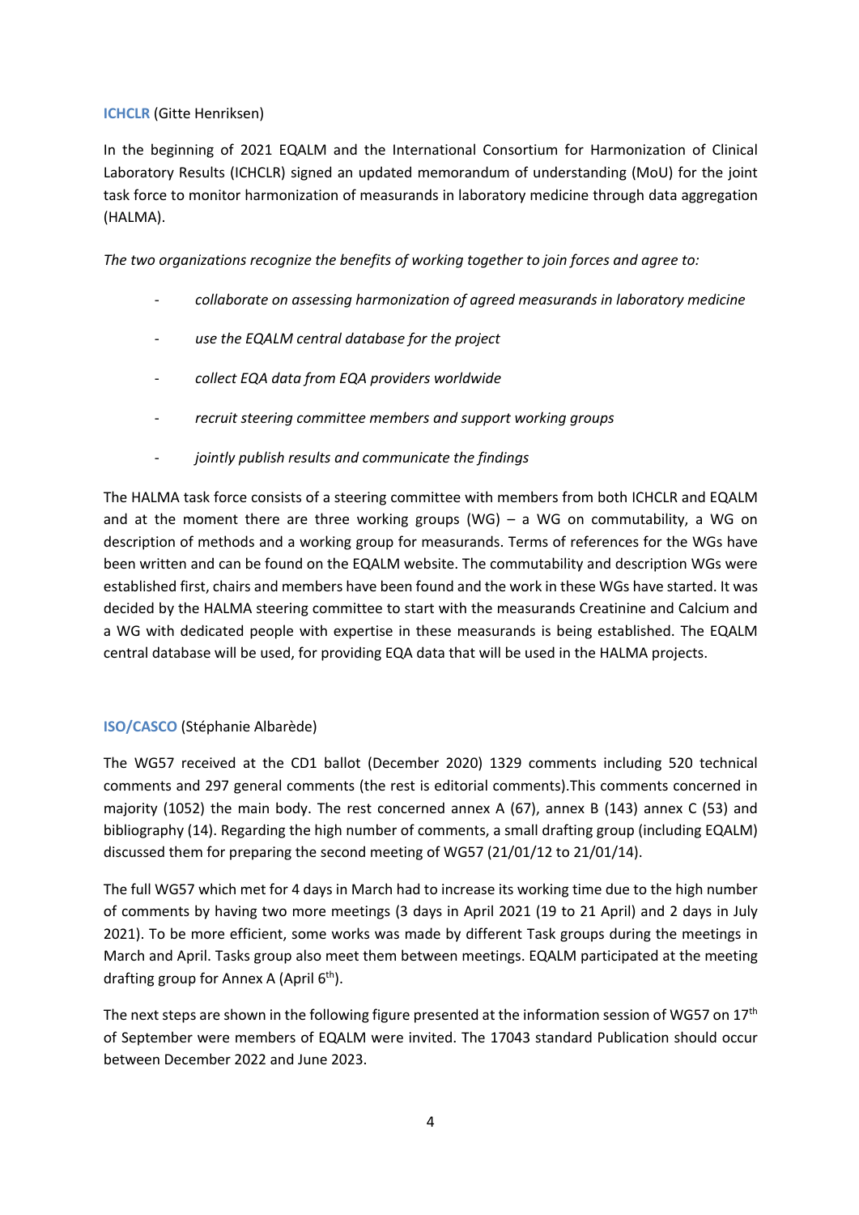**ICHCLR** (Gitte Henriksen)

In the beginning of 2021 EQALM and the International Consortium for Harmonization of Clinical Laboratory Results (ICHCLR) signed an updated memorandum of understanding (MoU) for the joint task force to monitor harmonization of measurands in laboratory medicine through data aggregation (HALMA).

*The two organizations recognize the benefits of working together to join forces and agree to:*

- *collaborate on assessing harmonization of agreed measurands in laboratory medicine*
- *use the EQALM central database for the project*
- *collect EQA data from EQA providers worldwide*
- *recruit steering committee members and support working groups*
- *jointly publish results and communicate the findings*

The HALMA task force consists of a steering committee with members from both ICHCLR and EQALM and at the moment there are three working groups (WG) – a WG on commutability, a WG on description of methods and a working group for measurands. Terms of references for the WGs have been written and can be found on the EQALM website. The commutability and description WGs were established first, chairs and members have been found and the work in these WGs have started. It was decided by the HALMA steering committee to start with the measurands Creatinine and Calcium and a WG with dedicated people with expertise in these measurands is being established. The EQALM central database will be used, for providing EQA data that will be used in the HALMA projects.

**ISO/CASCO** (Stéphanie Albarède)

The WG57 received at the CD1 ballot (December 2020) 1329 comments including 520 technical comments and 297 general comments (the rest is editorial comments).This comments concerned in majority (1052) the main body. The rest concerned annex A (67), annex B (143) annex C (53) and bibliography (14). Regarding the high number of comments, a small drafting group (including EQALM) discussed them for preparing the second meeting of WG57 (21/01/12 to 21/01/14).

The full WG57 which met for 4 days in March had to increase its working time due to the high number of comments by having two more meetings (3 days in April 2021 (19 to 21 April) and 2 days in July 2021). To be more efficient, some works was made by different Task groups during the meetings in March and April. Tasks group also meet them between meetings. EQALM participated at the meeting drafting group for Annex A (April 6th).

The next steps are shown in the following figure presented at the information session of WG57 on 17th of September were members of EQALM were invited. The 17043 standard Publication should occur between December 2022 and June 2023.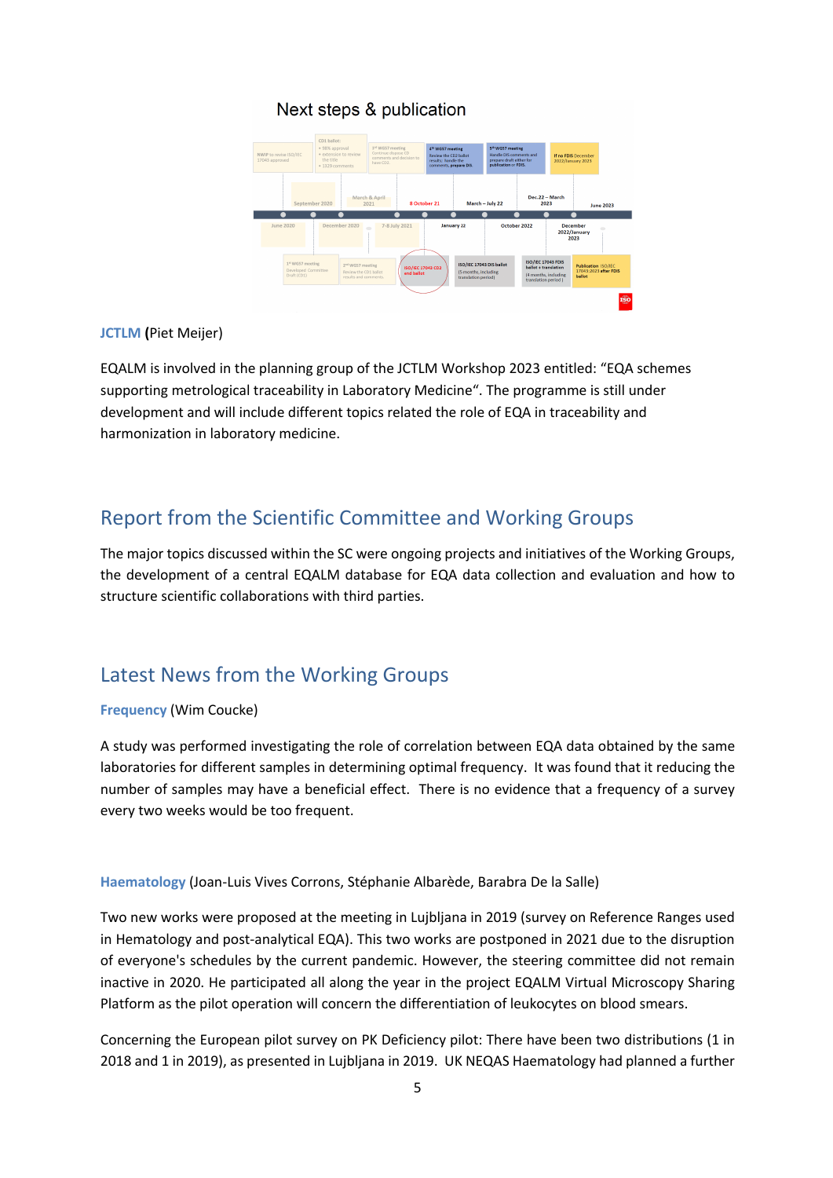Next steps & publication

**JCTLM (**Piet Meijer)

EQALM is involved in the planning group of the JCTLM Workshop 2023 entitled: “EQA schemes supporting metrological traceability in Laboratory Medicine“. The programme is still under development and will include different topics related the role of EQA in traceability and harmonization in laboratory medicine.

## Report from the Scientific Committee and Working Groups

The major topics discussed within the SC were ongoing projects and initiatives of the Working Groups, the development of a central EQALM database for EQA data collection and evaluation and how to structure scientific collaborations with third parties.

## Latest News from the Working Groups

**Frequency** (Wim Coucke)

A study was performed investigating the role of correlation between EQA data obtained by the same laboratories for different samples in determining optimal frequency. It was found that it reducing the number of samples may have a beneficial effect. There is no evidence that a frequency of a survey every two weeks would be too frequent.

**Haematology** (Joan-Luis Vives Corrons, Stéphanie Albarède, Barabra De la Salle)

Two new works were proposed at the meeting in Lujbljana in 2019 (survey on Reference Ranges used in Hematology and post-analytical EQA). This two works are postponed in 2021 due to the disruption of everyone's schedules by the current pandemic. However, the steering committee did not remain inactive in 2020. He participated all along the year in the project EQALM Virtual Microscopy Sharing Platform as the pilot operation will concern the differentiation of leukocytes on blood smears.

Concerning the European pilot survey on PK Deficiency pilot: There have been two distributions (1 in 2018 and 1 in 2019), as presented in Lujbljana in 2019. UK NEQAS Haematology had planned a further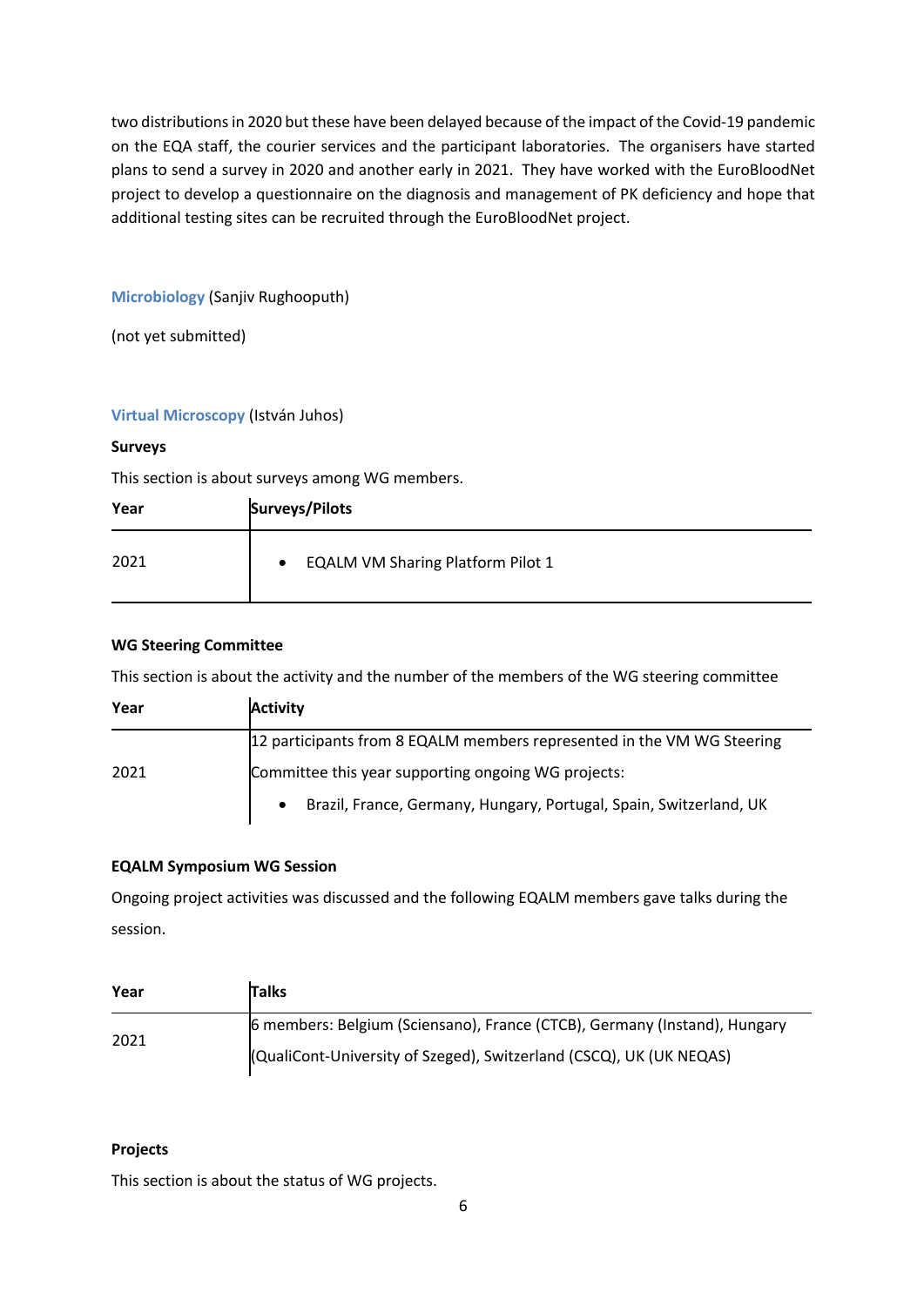two distributions in 2020 but these have been delayed because of the impact of the Covid-19 pandemic on the EQA staff, the courier services and the participant laboratories. The organisers have started plans to send a survey in 2020 and another early in 2021. They have worked with the EuroBloodNet project to develop a questionnaire on the diagnosis and management of PK deficiency and hope that additional testing sites can be recruited through the EuroBloodNet project.

### Microbiology (Sanjiv Rughooputh)

(not yet submitted)

### Virtual Microscopy (István Juhos)

**Surveys**

This section is about surveys among WG members.

| Year | Surveys/Pilots |
|---|---|
| 2021 | • EQALM VM Sharing Platform Pilot 1 |

**WG Steering Committee**

This section is about the activity and the number of the members of the WG steering committee

| Year | Activity |
|---|---|
| 2021 | 12 participants from 8 EQALM members represented in the VM WG Steering Committee this year supporting ongoing WG projects: • Brazil, France, Germany, Hungary, Portugal, Spain, Switzerland, UK |

**EQALM Symposium WG Session**

Ongoing project activities was discussed and the following EQALM members gave talks during the session.

| Year | Talks |
|---|---|
| 2021 | 6 members: Belgium (Sciensano), France (CTCB), Germany (Instand), Hungary (QualiCont-University of Szeged), Switzerland (CSCQ), UK (UK NEQAS) |

**Projects**

This section is about the status of WG projects.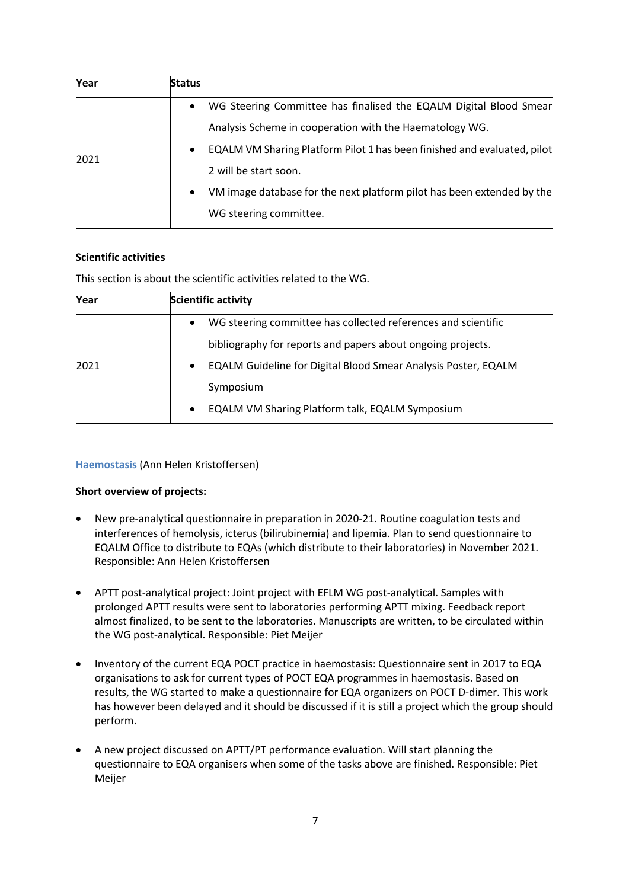| Year | Status |
|---|---|
| 2021 | • WG Steering Committee has finalised the EQALM Digital Blood Smear Analysis Scheme in cooperation with the Haematology WG.<br>• EQALM VM Sharing Platform Pilot 1 has been finished and evaluated, pilot 2 will be start soon.<br>• VM image database for the next platform pilot has been extended by the WG steering committee. |

**Scientific activities**

This section is about the scientific activities related to the WG.

| Year | Scientific activity |
|---|---|
| 2021 | • WG steering committee has collected references and scientific bibliography for reports and papers about ongoing projects.<br>• EQALM Guideline for Digital Blood Smear Analysis Poster, EQALM Symposium<br>• EQALM VM Sharing Platform talk, EQALM Symposium |

**Haemostasis** (Ann Helen Kristoffersen)

**Short overview of projects:**

- New pre-analytical questionnaire in preparation in 2020-21. Routine coagulation tests and interferences of hemolysis, icterus (bilirubinemia) and lipemia. Plan to send questionnaire to EQALM Office to distribute to EQAs (which distribute to their laboratories) in November 2021. Responsible: Ann Helen Kristoffersen

- APTT post-analytical project: Joint project with EFLM WG post-analytical. Samples with prolonged APTT results were sent to laboratories performing APTT mixing. Feedback report almost finalized, to be sent to the laboratories. Manuscripts are written, to be circulated within the WG post-analytical. Responsible: Piet Meijer

- Inventory of the current EQA POCT practice in haemostasis: Questionnaire sent in 2017 to EQA organisations to ask for current types of POCT EQA programmes in haemostasis. Based on results, the WG started to make a questionnaire for EQA organizers on POCT D-dimer. This work has however been delayed and it should be discussed if it is still a project which the group should perform.

- A new project discussed on APTT/PT performance evaluation. Will start planning the questionnaire to EQA organisers when some of the tasks above are finished. Responsible: Piet Meijer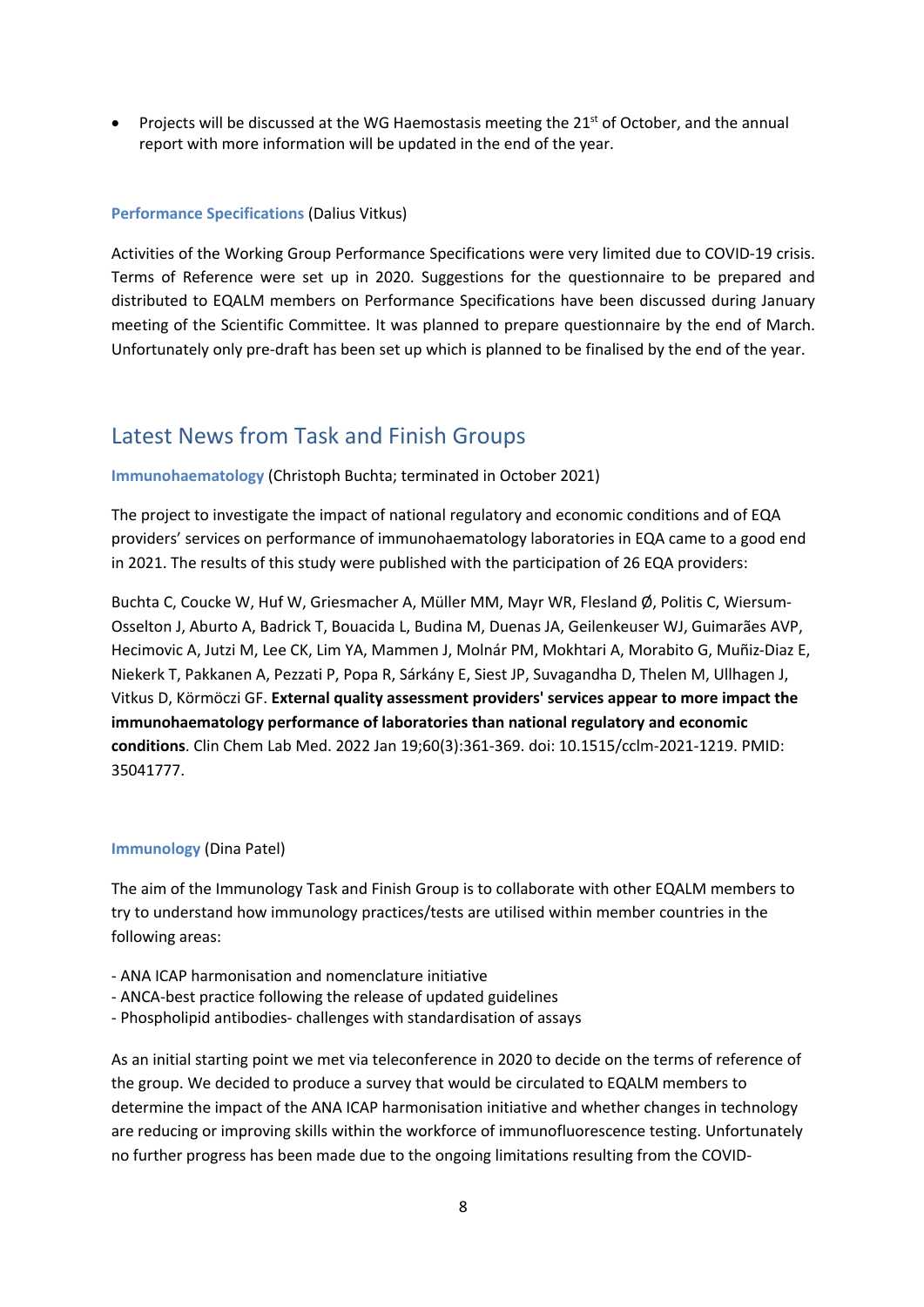- Projects will be discussed at the WG Haemostasis meeting the 21st of October, and the annual report with more information will be updated in the end of the year.

**Performance Specifications** (Dalius Vitkus)

Activities of the Working Group Performance Specifications were very limited due to COVID-19 crisis. Terms of Reference were set up in 2020. Suggestions for the questionnaire to be prepared and distributed to EQALM members on Performance Specifications have been discussed during January meeting of the Scientific Committee. It was planned to prepare questionnaire by the end of March. Unfortunately only pre-draft has been set up which is planned to be finalised by the end of the year.

## Latest News from Task and Finish Groups

**Immunohaematology** (Christoph Buchta; terminated in October 2021)

The project to investigate the impact of national regulatory and economic conditions and of EQA providers' services on performance of immunohaematology laboratories in EQA came to a good end in 2021. The results of this study were published with the participation of 26 EQA providers:

Buchta C, Coucke W, Huf W, Griesmacher A, Müller MM, Mayr WR, Flesland Ø, Politis C, Wiersum-Osselton J, Aburto A, Badrick T, Bouacida L, Budina M, Duenas JA, Geilenkeuser WJ, Guimarães AVP, Hecimovic A, Jutzi M, Lee CK, Lim YA, Mammen J, Molnár PM, Mokhtari A, Morabito G, Muñiz-Diaz E, Niekerk T, Pakkanen A, Pezzati P, Popa R, Sárkány E, Siest JP, Suvagandha D, Thelen M, Ullhagen J, Vitkus D, Körmöczi GF. **External quality assessment providers' services appear to more impact the immunohaematology performance of laboratories than national regulatory and economic conditions**. Clin Chem Lab Med. 2022 Jan 19;60(3):361-369. doi: 10.1515/cclm-2021-1219. PMID: 35041777.

**Immunology** (Dina Patel)

The aim of the Immunology Task and Finish Group is to collaborate with other EQALM members to try to understand how immunology practices/tests are utilised within member countries in the following areas:

- ANA ICAP harmonisation and nomenclature initiative
- ANCA-best practice following the release of updated guidelines
- Phospholipid antibodies- challenges with standardisation of assays

As an initial starting point we met via teleconference in 2020 to decide on the terms of reference of the group. We decided to produce a survey that would be circulated to EQALM members to determine the impact of the ANA ICAP harmonisation initiative and whether changes in technology are reducing or improving skills within the workforce of immunofluorescence testing. Unfortunately no further progress has been made due to the ongoing limitations resulting from the COVID-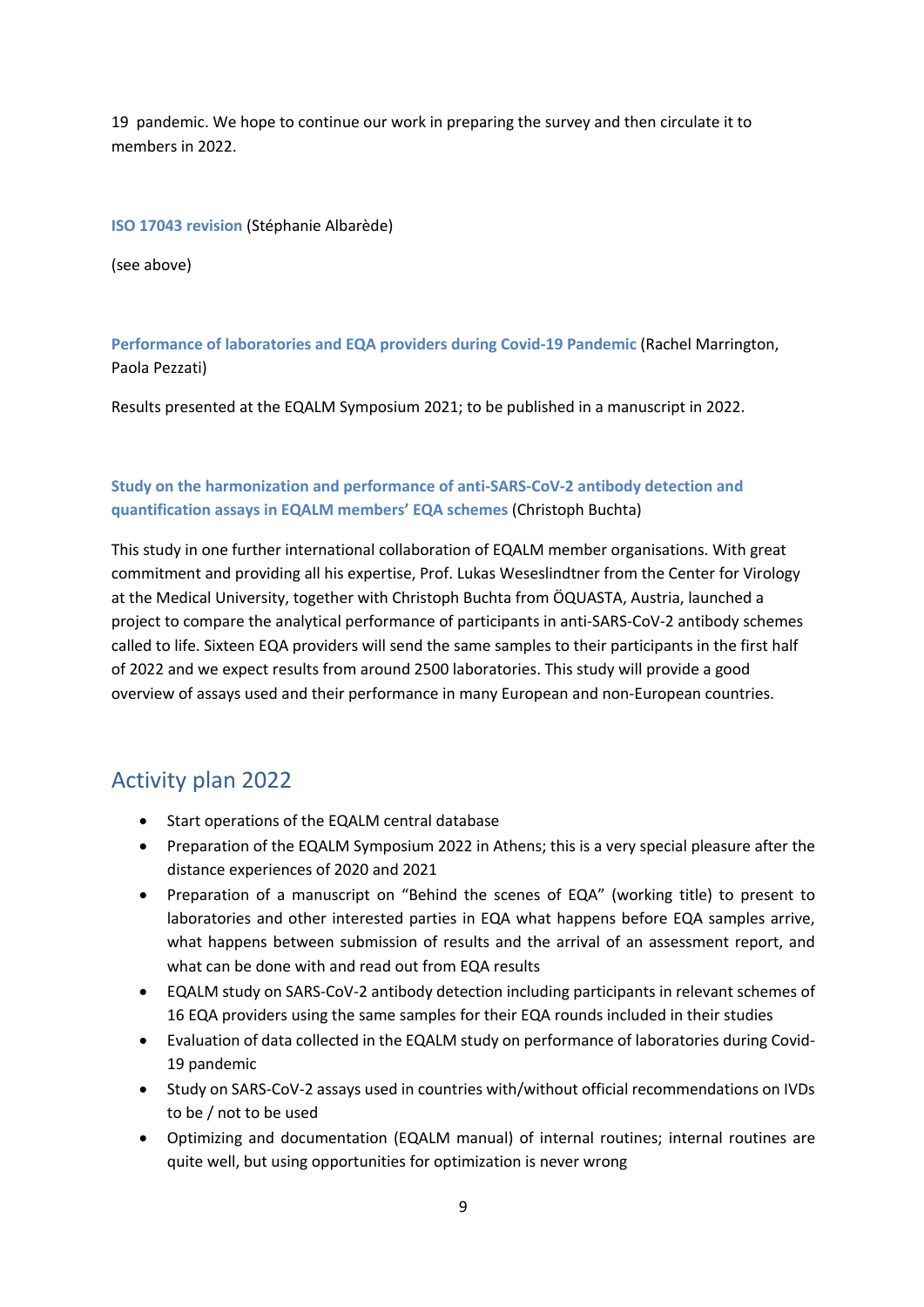19 pandemic. We hope to continue our work in preparing the survey and then circulate it to members in 2022.

**ISO 17043 revision** (Stéphanie Albarède)

(see above)

**Performance of laboratories and EQA providers during Covid-19 Pandemic** (Rachel Marrington, Paola Pezzati)

Results presented at the EQALM Symposium 2021; to be published in a manuscript in 2022.

**Study on the harmonization and performance of anti-SARS-CoV-2 antibody detection and quantification assays in EQALM members' EQA schemes** (Christoph Buchta)

This study in one further international collaboration of EQALM member organisations. With great commitment and providing all his expertise, Prof. Lukas Weseslindtner from the Center for Virology at the Medical University, together with Christoph Buchta from ÖQUASTA, Austria, launched a project to compare the analytical performance of participants in anti-SARS-CoV-2 antibody schemes called to life. Sixteen EQA providers will send the same samples to their participants in the first half of 2022 and we expect results from around 2500 laboratories. This study will provide a good overview of assays used and their performance in many European and non-European countries.

## Activity plan 2022

- Start operations of the EQALM central database
- Preparation of the EQALM Symposium 2022 in Athens; this is a very special pleasure after the distance experiences of 2020 and 2021
- Preparation of a manuscript on "Behind the scenes of EQA" (working title) to present to laboratories and other interested parties in EQA what happens before EQA samples arrive, what happens between submission of results and the arrival of an assessment report, and what can be done with and read out from EQA results
- EQALM study on SARS-CoV-2 antibody detection including participants in relevant schemes of 16 EQA providers using the same samples for their EQA rounds included in their studies
- Evaluation of data collected in the EQALM study on performance of laboratories during Covid-19 pandemic
- Study on SARS-CoV-2 assays used in countries with/without official recommendations on IVDs to be / not to be used
- Optimizing and documentation (EQALM manual) of internal routines; internal routines are quite well, but using opportunities for optimization is never wrong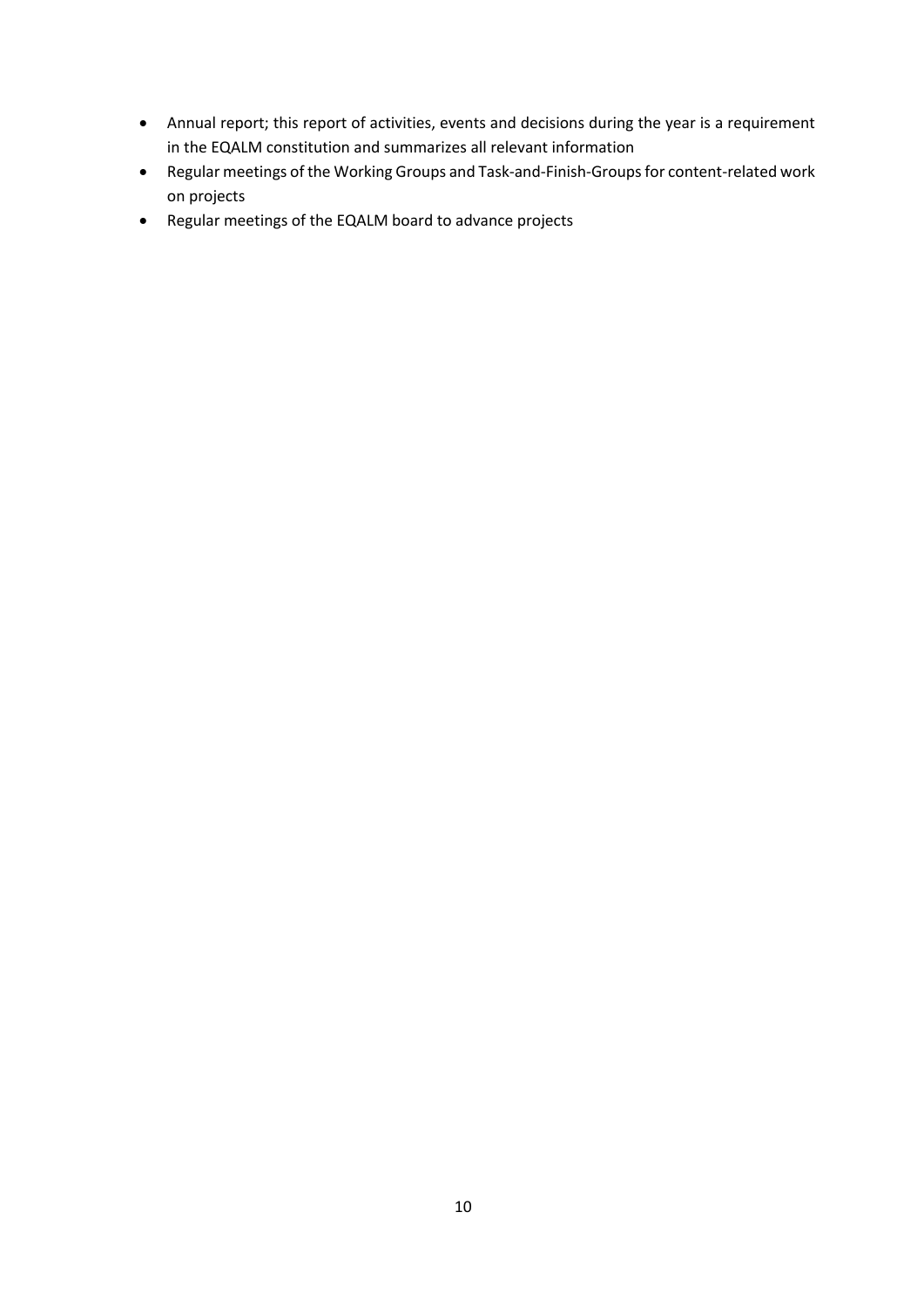- Annual report; this report of activities, events and decisions during the year is a requirement in the EQALM constitution and summarizes all relevant information
- Regular meetings of the Working Groups and Task-and-Finish-Groups for content-related work on projects
- Regular meetings of the EQALM board to advance projects